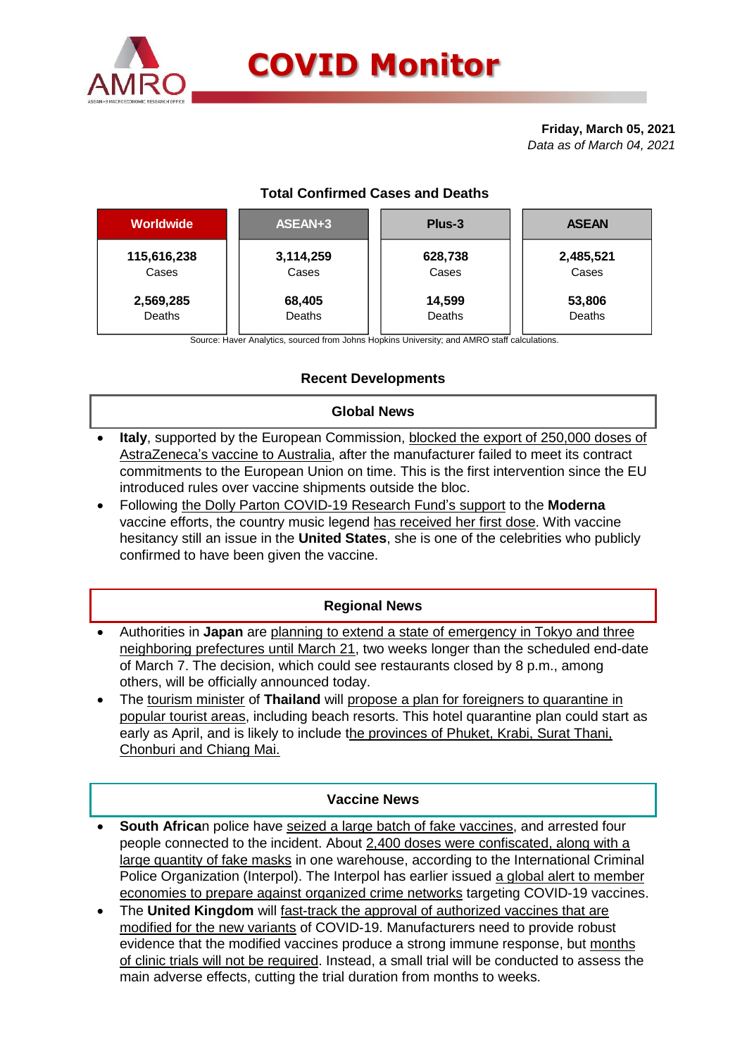# COVID Monitor

**Friday, March 05, 2021**
*Data as of March 04, 2021*

## Total Confirmed Cases and Deaths

| Worldwide | ASEAN+3 | Plus-3 | ASEAN |
|---|---|---|---|
| **115,616,238** Cases | **3,114,259** Cases | **628,738** Cases | **2,485,521** Cases |
| **2,569,285** Deaths | **68,405** Deaths | **14,599** Deaths | **53,806** Deaths |

Source: Haver Analytics, sourced from Johns Hopkins University; and AMRO staff calculations.

## Recent Developments

### Global News

- **Italy**, supported by the European Commission, blocked the export of 250,000 doses of AstraZeneca's vaccine to Australia, after the manufacturer failed to meet its contract commitments to the European Union on time. This is the first intervention since the EU introduced rules over vaccine shipments outside the bloc.
- Following the Dolly Parton COVID-19 Research Fund's support to the **Moderna** vaccine efforts, the country music legend has received her first dose. With vaccine hesitancy still an issue in the **United States**, she is one of the celebrities who publicly confirmed to have been given the vaccine.

### Regional News

- Authorities in **Japan** are planning to extend a state of emergency in Tokyo and three neighboring prefectures until March 21, two weeks longer than the scheduled end-date of March 7. The decision, which could see restaurants closed by 8 p.m., among others, will be officially announced today.
- The tourism minister of **Thailand** will propose a plan for foreigners to quarantine in popular tourist areas, including beach resorts. This hotel quarantine plan could start as early as April, and is likely to include the provinces of Phuket, Krabi, Surat Thani, Chonburi and Chiang Mai.

### Vaccine News

- **South Africa**n police have seized a large batch of fake vaccines, and arrested four people connected to the incident. About 2,400 doses were confiscated, along with a large quantity of fake masks in one warehouse, according to the International Criminal Police Organization (Interpol). The Interpol has earlier issued a global alert to member economies to prepare against organized crime networks targeting COVID-19 vaccines.
- The **United Kingdom** will fast-track the approval of authorized vaccines that are modified for the new variants of COVID-19. Manufacturers need to provide robust evidence that the modified vaccines produce a strong immune response, but months of clinic trials will not be required. Instead, a small trial will be conducted to assess the main adverse effects, cutting the trial duration from months to weeks.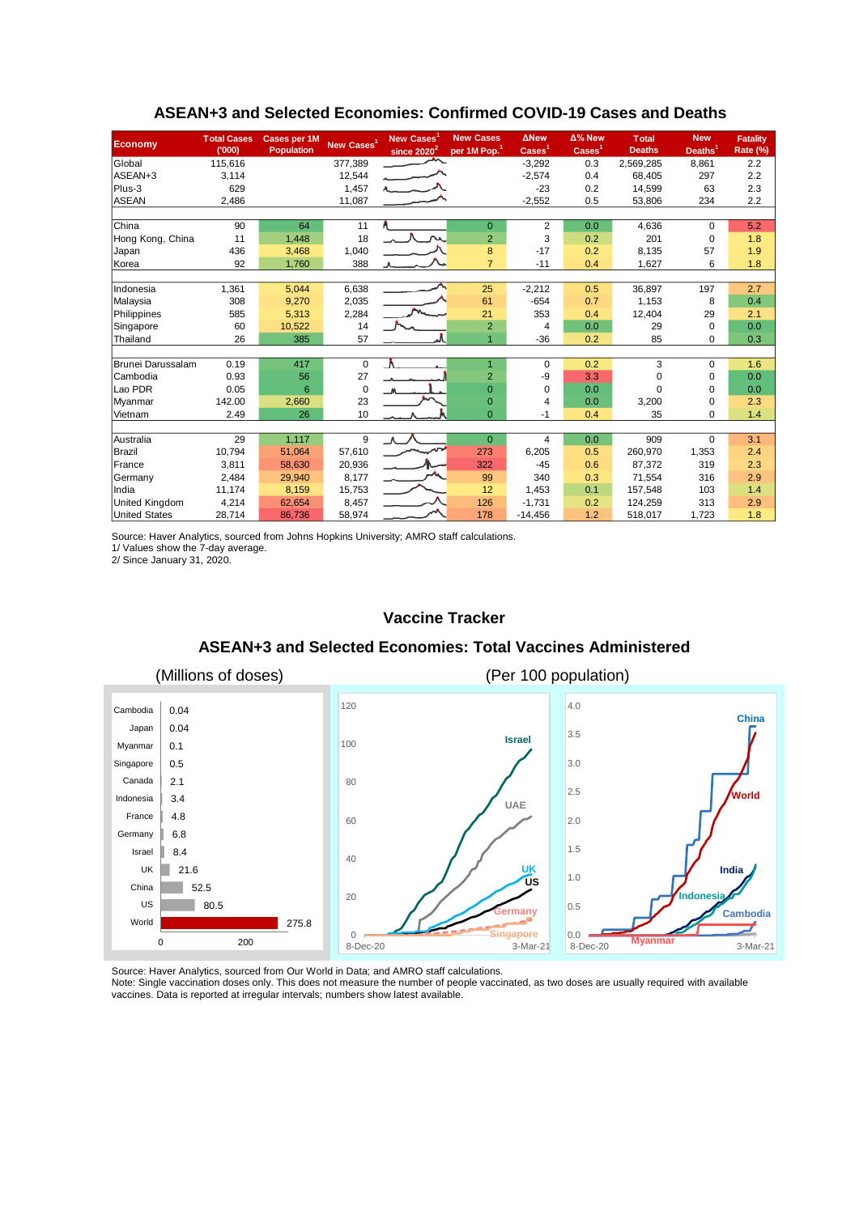## ASEAN+3 and Selected Economies: Confirmed COVID-19 Cases and Deaths

| Economy | Total Cases ('000) | Cases per 1M Population | New Cases[1] | New Cases[1] since 2020[2] | New Cases per 1M Pop.[1] | ΔNew Cases[1] | Δ% New Cases[1] | Total Deaths | New Deaths[1] | Fatality Rate (%) |
|---|---|---|---|---|---|---|---|---|---|---|
| Global | 115,616 | | 377,389 | | | -3,292 | 0.3 | 2,569,285 | 8,861 | 2.2 |
| ASEAN+3 | 3,114 | | 12,544 | | | -2,574 | 0.4 | 68,405 | 297 | 2.2 |
| Plus-3 | 629 | | 1,457 | | | -23 | 0.2 | 14,599 | 63 | 2.3 |
| ASEAN | 2,486 | | 11,087 | | | -2,552 | 0.5 | 53,806 | 234 | 2.2 |
| | | | | | | | | | | |
| China | 90 | 64 | 11 | | 0 | 2 | 0.0 | 4,636 | 0 | 5.2 |
| Hong Kong, China | 11 | 1,448 | 18 | | 2 | 3 | 0.2 | 201 | 0 | 1.8 |
| Japan | 436 | 3,468 | 1,040 | | 8 | -17 | 0.2 | 8,135 | 57 | 1.9 |
| Korea | 92 | 1,760 | 388 | | 7 | -11 | 0.4 | 1,627 | 6 | 1.8 |
| | | | | | | | | | | |
| Indonesia | 1,361 | 5,044 | 6,638 | | 25 | -2,212 | 0.5 | 36,897 | 197 | 2.7 |
| Malaysia | 308 | 9,270 | 2,035 | | 61 | -654 | 0.7 | 1,153 | 8 | 0.4 |
| Philippines | 585 | 5,313 | 2,284 | | 21 | 353 | 0.4 | 12,404 | 29 | 2.1 |
| Singapore | 60 | 10,522 | 14 | | 2 | 4 | 0.0 | 29 | 0 | 0.0 |
| Thailand | 26 | 385 | 57 | | 1 | -36 | 0.2 | 85 | 0 | 0.3 |
| | | | | | | | | | | |
| Brunei Darussalam | 0.19 | 417 | 0 | | 1 | 0 | 0.2 | 3 | 0 | 1.6 |
| Cambodia | 0.93 | 56 | 27 | | 2 | -9 | 3.3 | 0 | 0 | 0.0 |
| Lao PDR | 0.05 | 6 | 0 | | 0 | 0 | 0.0 | 0 | 0 | 0.0 |
| Myanmar | 142.00 | 2,660 | 23 | | 0 | 4 | 0.0 | 3,200 | 0 | 2.3 |
| Vietnam | 2.49 | 26 | 10 | | 0 | -1 | 0.4 | 35 | 0 | 1.4 |
| | | | | | | | | | | |
| Australia | 29 | 1,117 | 9 | | 0 | 4 | 0.0 | 909 | 0 | 3.1 |
| Brazil | 10,794 | 51,064 | 57,610 | | 273 | 6,205 | 0.5 | 260,970 | 1,353 | 2.4 |
| France | 3,811 | 58,630 | 20,936 | | 322 | -45 | 0.6 | 87,372 | 319 | 2.3 |
| Germany | 2,484 | 29,940 | 8,177 | | 99 | 340 | 0.3 | 71,554 | 316 | 2.9 |
| India | 11,174 | 8,159 | 15,753 | | 12 | 1,453 | 0.1 | 157,548 | 103 | 1.4 |
| United Kingdom | 4,214 | 62,654 | 8,457 | | 126 | -1,731 | 0.2 | 124,259 | 313 | 2.9 |
| United States | 28,714 | 86,736 | 58,974 | | 178 | -14,456 | 1.2 | 518,017 | 1,723 | 1.8 |

Source: Haver Analytics, sourced from Johns Hopkins University; AMRO staff calculations.
1/ Values show the 7-day average.
2/ Since January 31, 2020.

## Vaccine Tracker

### ASEAN+3 and Selected Economies: Total Vaccines Administered

(Millions of doses)

| Economy | Doses (millions) |
|---|---|
| Cambodia | 0.04 |
| Japan | 0.04 |
| Myanmar | 0.1 |
| Singapore | 0.5 |
| Canada | 2.1 |
| Indonesia | 3.4 |
| France | 4.8 |
| Germany | 6.8 |
| Israel | 8.4 |
| UK | 21.6 |
| China | 52.5 |
| US | 80.5 |
| World | 275.8 |

(Per 100 population)

Source: Haver Analytics, sourced from Our World in Data; and AMRO staff calculations.
Note: Single vaccination doses only. This does not measure the number of people vaccinated, as two doses are usually required with available vaccines. Data is reported at irregular intervals; numbers show latest available.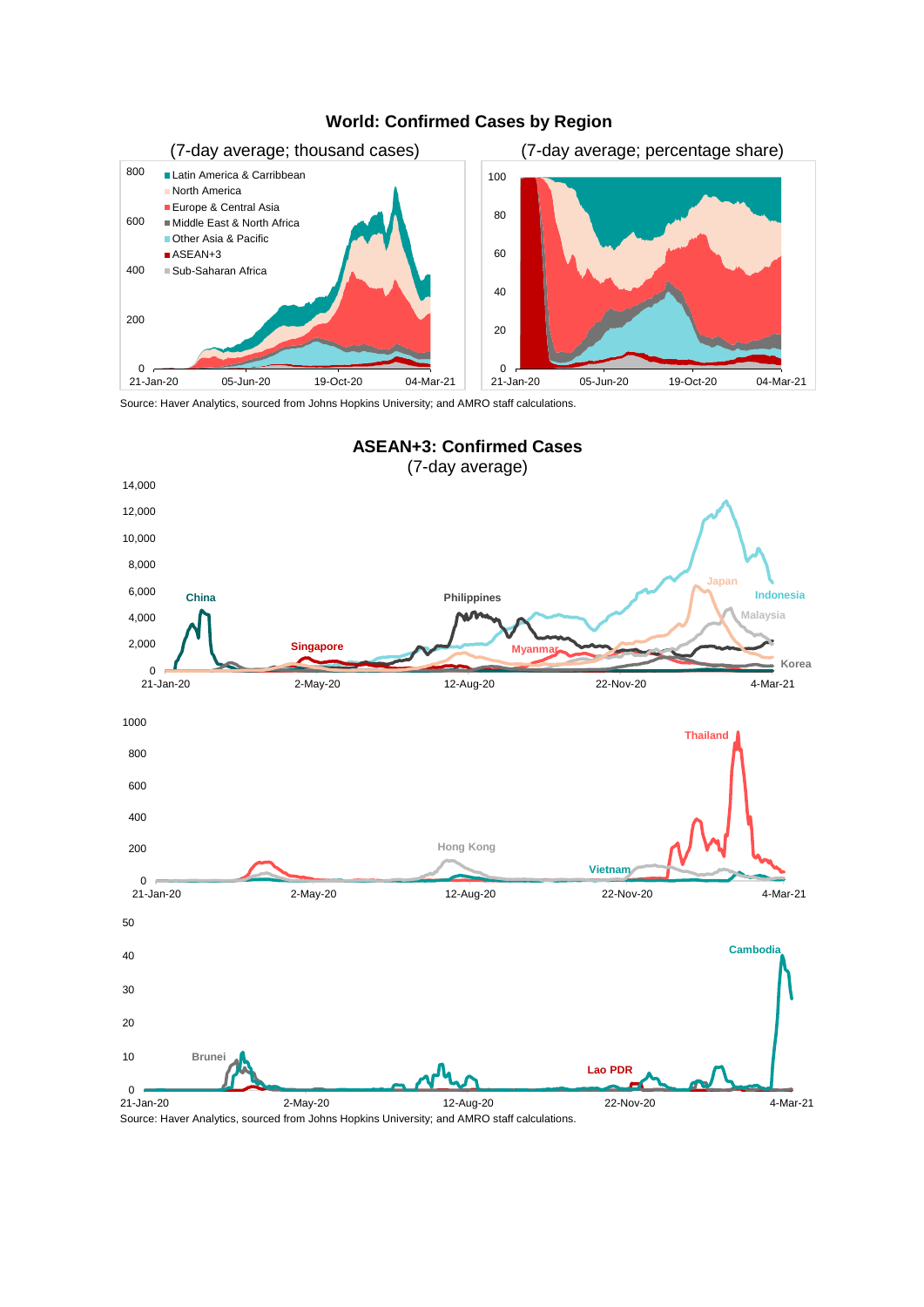## World: Confirmed Cases by Region

(7-day average; thousand cases) — (7-day average; percentage share)

Latin America & Carribbean, North America, Europe & Central Asia, Middle East & North Africa, Other Asia & Pacific, ASEAN+3, Sub-Saharan Africa

Source: Haver Analytics, sourced from Johns Hopkins University; and AMRO staff calculations.

## ASEAN+3: Confirmed Cases

(7-day average)

Source: Haver Analytics, sourced from Johns Hopkins University; and AMRO staff calculations.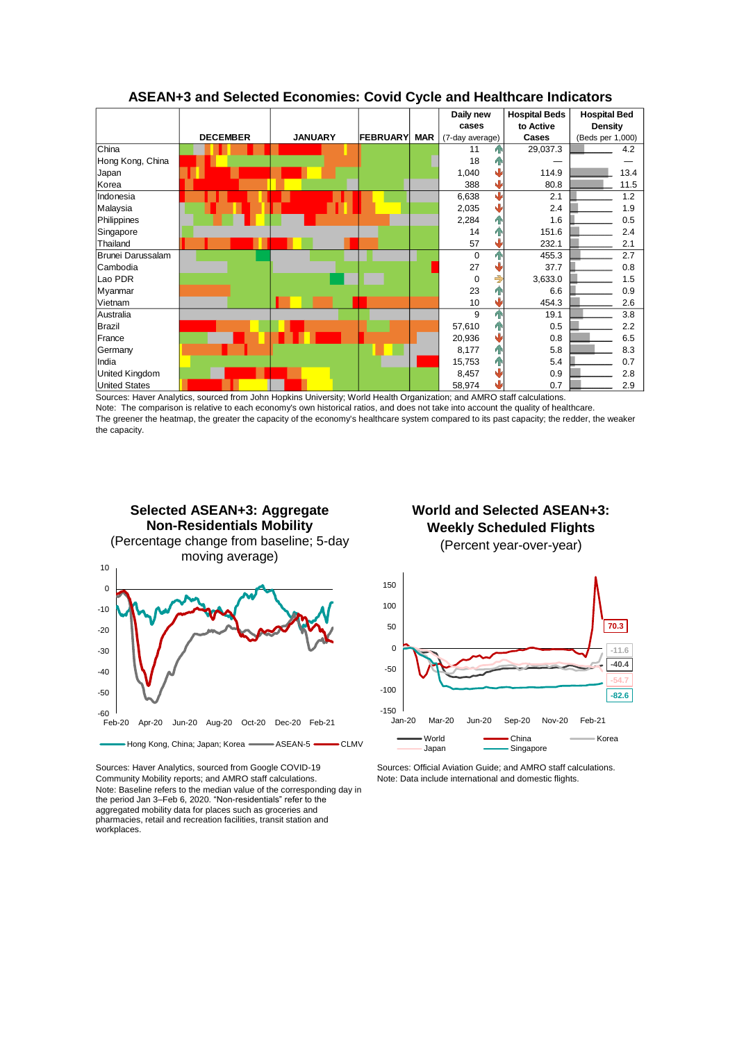## ASEAN+3 and Selected Economies: Covid Cycle and Healthcare Indicators

| | DECEMBER | JANUARY | FEBRUARY | MAR | Daily new cases (7-day average) | | Hospital Beds to Active Cases | Hospital Bed Density (Beds per 1,000) |
|---|---|---|---|---|---|---|---|---|
| China | | | | | 11 | ↑ | 29,037.3 | 4.2 |
| Hong Kong, China | | | | | 18 | ↑ | — | — |
| Japan | | | | | 1,040 | ↓ | 114.9 | 13.4 |
| Korea | | | | | 388 | ↓ | 80.8 | 11.5 |
| Indonesia | | | | | 6,638 | ↓ | 2.1 | 1.2 |
| Malaysia | | | | | 2,035 | ↓ | 2.4 | 1.9 |
| Philippines | | | | | 2,284 | ↑ | 1.6 | 0.5 |
| Singapore | | | | | 14 | ↑ | 151.6 | 2.4 |
| Thailand | | | | | 57 | ↓ | 232.1 | 2.1 |
| Brunei Darussalam | | | | | 0 | ↑ | 455.3 | 2.7 |
| Cambodia | | | | | 27 | ↓ | 37.7 | 0.8 |
| Lao PDR | | | | | 0 | ⇒ | 3,633.0 | 1.5 |
| Myanmar | | | | | 23 | ↑ | 6.6 | 0.9 |
| Vietnam | | | | | 10 | ↓ | 454.3 | 2.6 |
| Australia | | | | | 9 | ↑ | 19.1 | 3.8 |
| Brazil | | | | | 57,610 | ↑ | 0.5 | 2.2 |
| France | | | | | 20,936 | ↓ | 0.8 | 6.5 |
| Germany | | | | | 8,177 | ↑ | 5.8 | 8.3 |
| India | | | | | 15,753 | ↑ | 5.4 | 0.7 |
| United Kingdom | | | | | 8,457 | ↓ | 0.9 | 2.8 |
| United States | | | | | 58,974 | ↓ | 0.7 | 2.9 |

Sources: Haver Analytics, sourced from John Hopkins University; World Health Organization; and AMRO staff calculations.
Note: The comparison is relative to each economy's own historical ratios, and does not take into account the quality of healthcare.
The greener the heatmap, the greater the capacity of the economy's healthcare system compared to its past capacity; the redder, the weaker the capacity.

### Selected ASEAN+3: Aggregate Non-Residentials Mobility
(Percentage change from baseline; 5-day moving average)

10
0
-10
-20
-30
-40
-50
-60
Feb-20 Apr-20 Jun-20 Aug-20 Oct-20 Dec-20 Feb-21

Hong Kong, China; Japan; Korea — ASEAN-5 — CLMV

Sources: Haver Analytics, sourced from Google COVID-19 Community Mobility reports; and AMRO staff calculations.
Note: Baseline refers to the median value of the corresponding day in the period Jan 3–Feb 6, 2020. "Non-residentials" refer to the aggregated mobility data for places such as groceries and pharmacies, retail and recreation facilities, transit station and workplaces.

### World and Selected ASEAN+3: Weekly Scheduled Flights
(Percent year-over-year)

150
100
50
0
-50
-100
-150
Jan-20 Mar-20 Jun-20 Sep-20 Nov-20 Feb-21

70.3
-11.6
-40.4
-54.7
-82.6

World — China — Korea — Japan — Singapore

Sources: Official Aviation Guide; and AMRO staff calculations.
Note: Data include international and domestic flights.